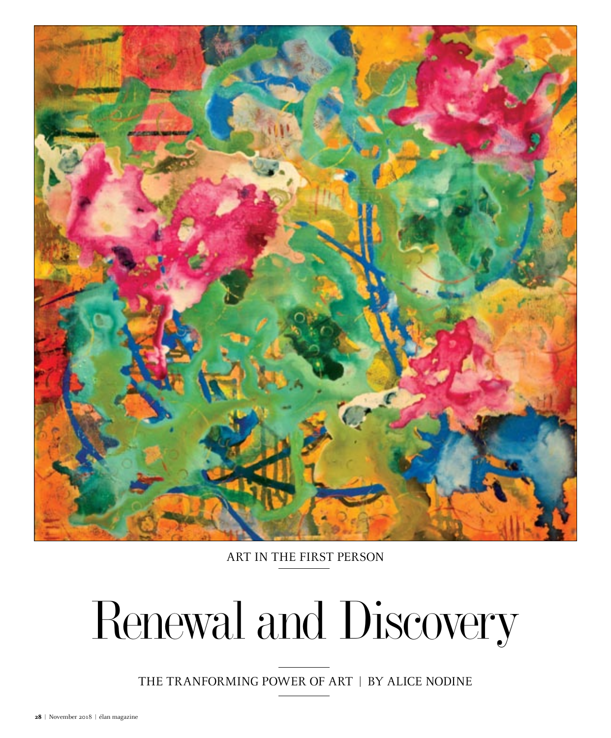ART IN THE FIRST PERSON

# Renewal and Discovery

THE TRANFORMING POWER OF ART | BY ALICE NODINE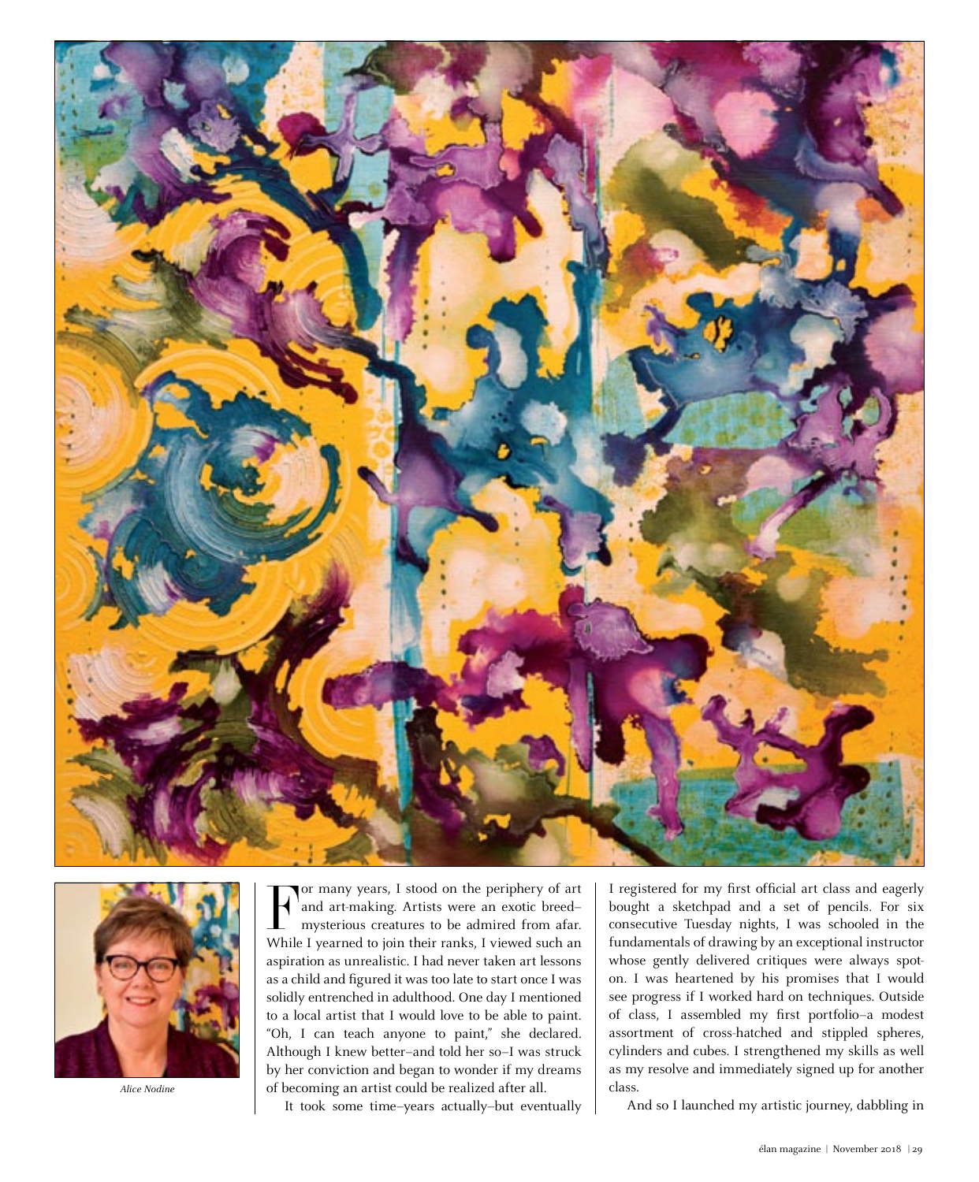Alice Nodine

For many years, I stood on the periphery of art and art-making. Artists were an exotic breed–mysterious creatures to be admired from afar. While I yearned to join their ranks, I viewed such an aspiration as unrealistic. I had never taken art lessons as a child and figured it was too late to start once I was solidly entrenched in adulthood. One day I mentioned to a local artist that I would love to be able to paint. "Oh, I can teach anyone to paint," she declared. Although I knew better–and told her so–I was struck by her conviction and began to wonder if my dreams of becoming an artist could be realized after all.

It took some time–years actually–but eventually I registered for my first official art class and eagerly bought a sketchpad and a set of pencils. For six consecutive Tuesday nights, I was schooled in the fundamentals of drawing by an exceptional instructor whose gently delivered critiques were always spot-on. I was heartened by his promises that I would see progress if I worked hard on techniques. Outside of class, I assembled my first portfolio–a modest assortment of cross-hatched and stippled spheres, cylinders and cubes. I strengthened my skills as well as my resolve and immediately signed up for another class.

And so I launched my artistic journey, dabbling in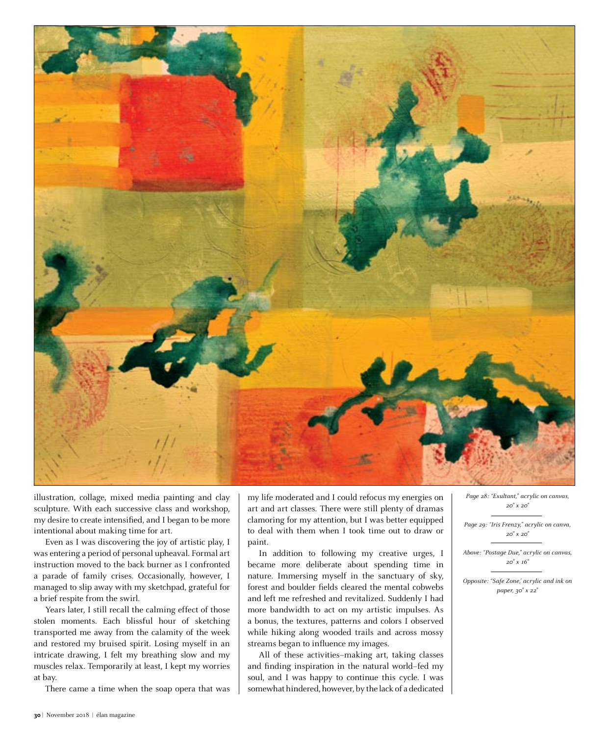illustration, collage, mixed media painting and clay sculpture. With each successive class and workshop, my desire to create intensified, and I began to be more intentional about making time for art.

Even as I was discovering the joy of artistic play, I was entering a period of personal upheaval. Formal art instruction moved to the back burner as I confronted a parade of family crises. Occasionally, however, I managed to slip away with my sketchpad, grateful for a brief respite from the swirl.

Years later, I still recall the calming effect of those stolen moments. Each blissful hour of sketching transported me away from the calamity of the week and restored my bruised spirit. Losing myself in an intricate drawing, I felt my breathing slow and my muscles relax. Temporarily at least, I kept my worries at bay.

There came a time when the soap opera that was my life moderated and I could refocus my energies on art and art classes. There were still plenty of dramas clamoring for my attention, but I was better equipped to deal with them when I took time out to draw or paint.

In addition to following my creative urges, I became more deliberate about spending time in nature. Immersing myself in the sanctuary of sky, forest and boulder fields cleared the mental cobwebs and left me refreshed and revitalized. Suddenly I had more bandwidth to act on my artistic impulses. As a bonus, the textures, patterns and colors I observed while hiking along wooded trails and across mossy streams began to influence my images.

All of these activities–making art, taking classes and finding inspiration in the natural world–fed my soul, and I was happy to continue this cycle. I was somewhat hindered, however, by the lack of a dedicated

*Page 28: "Exultant," acrylic on canvas, 20" x 20"*

*Page 29: "Iris Frenzy," acrylic on canva, 20" x 20"*

*Above: "Postage Due," acrylic on canvas, 20" x 16"*

*Opposite: "Safe Zone,' acrylic and ink on paper, 30" x 22"*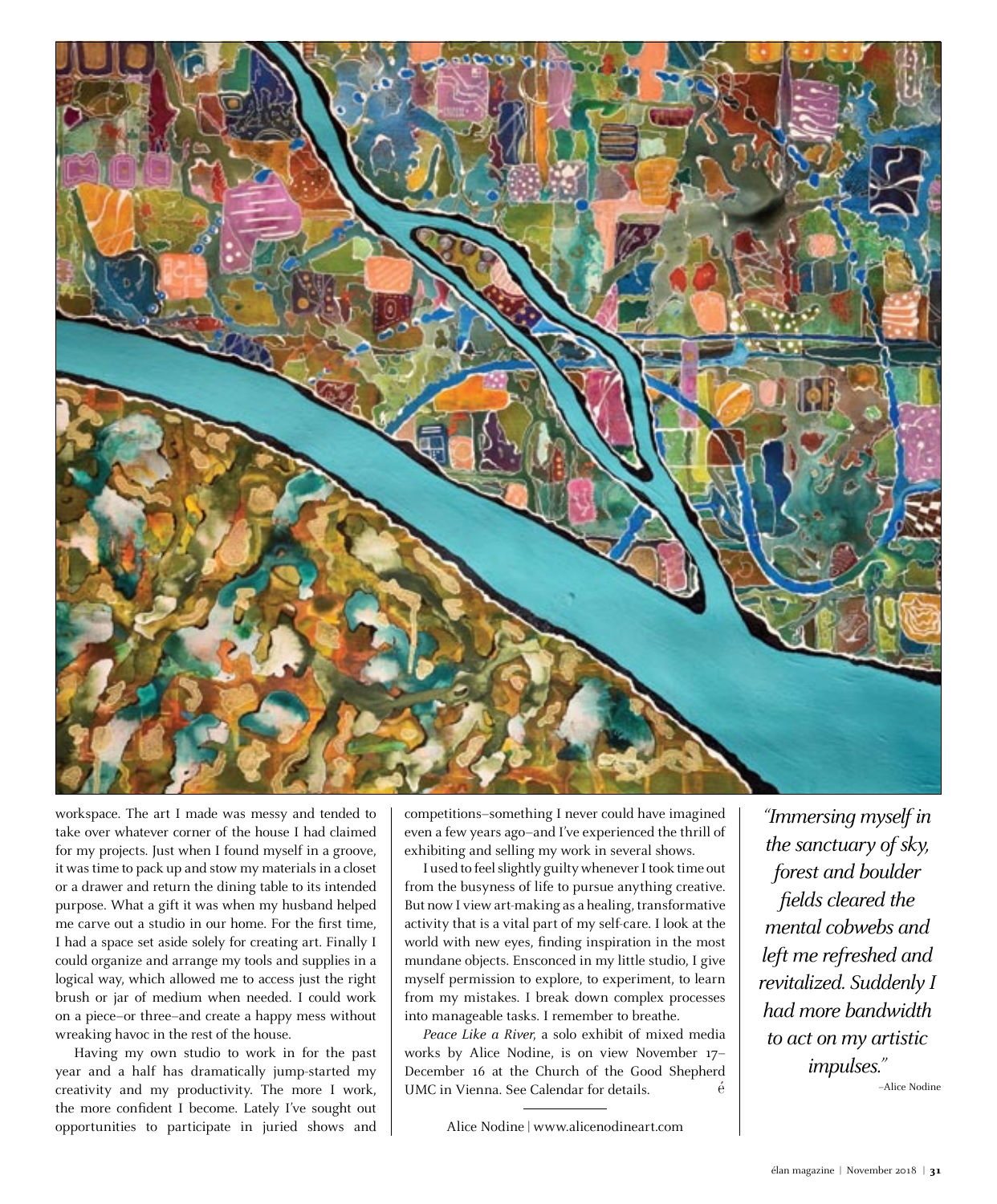workspace. The art I made was messy and tended to take over whatever corner of the house I had claimed for my projects. Just when I found myself in a groove, it was time to pack up and stow my materials in a closet or a drawer and return the dining table to its intended purpose. What a gift it was when my husband helped me carve out a studio in our home. For the first time, I had a space set aside solely for creating art. Finally I could organize and arrange my tools and supplies in a logical way, which allowed me to access just the right brush or jar of medium when needed. I could work on a piece–or three–and create a happy mess without wreaking havoc in the rest of the house.

Having my own studio to work in for the past year and a half has dramatically jump-started my creativity and my productivity. The more I work, the more confident I become. Lately I've sought out opportunities to participate in juried shows and competitions–something I never could have imagined even a few years ago–and I've experienced the thrill of exhibiting and selling my work in several shows.

I used to feel slightly guilty whenever I took time out from the busyness of life to pursue anything creative. But now I view art-making as a healing, transformative activity that is a vital part of my self-care. I look at the world with new eyes, finding inspiration in the most mundane objects. Ensconced in my little studio, I give myself permission to explore, to experiment, to learn from my mistakes. I break down complex processes into manageable tasks. I remember to breathe.

*Peace Like a River*, a solo exhibit of mixed media works by Alice Nodine, is on view November 17–December 16 at the Church of the Good Shepherd UMC in Vienna. See Calendar for details. é

Alice Nodine | www.alicenodineart.com

*"Immersing myself in the sanctuary of sky, forest and boulder fields cleared the mental cobwebs and left me refreshed and revitalized. Suddenly I had more bandwidth to act on my artistic impulses."*

–Alice Nodine